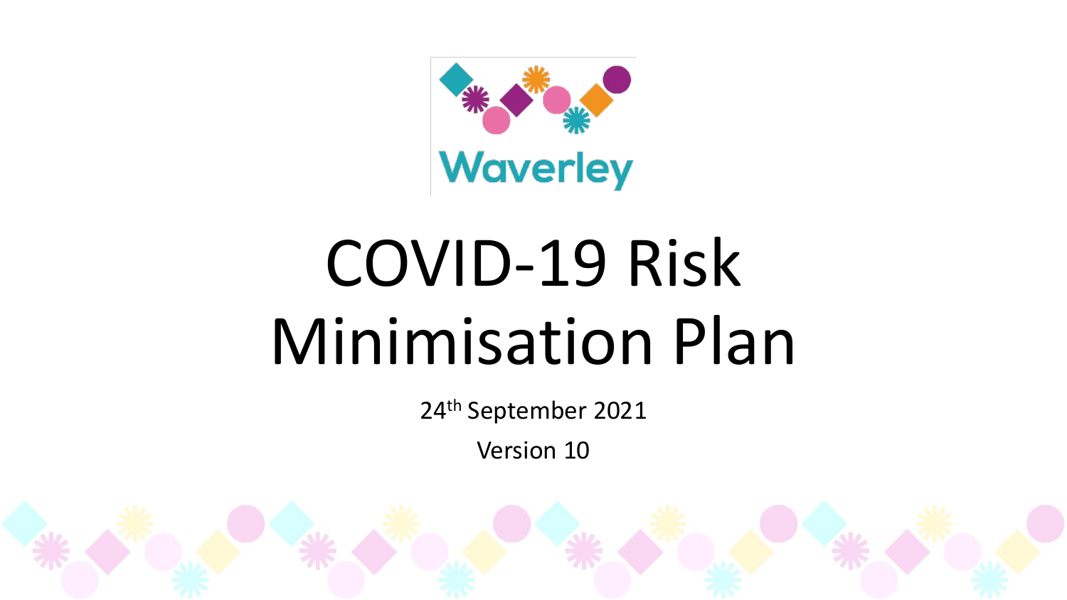Waverley

# COVID-19 Risk Minimisation Plan

24th September 2021

Version 10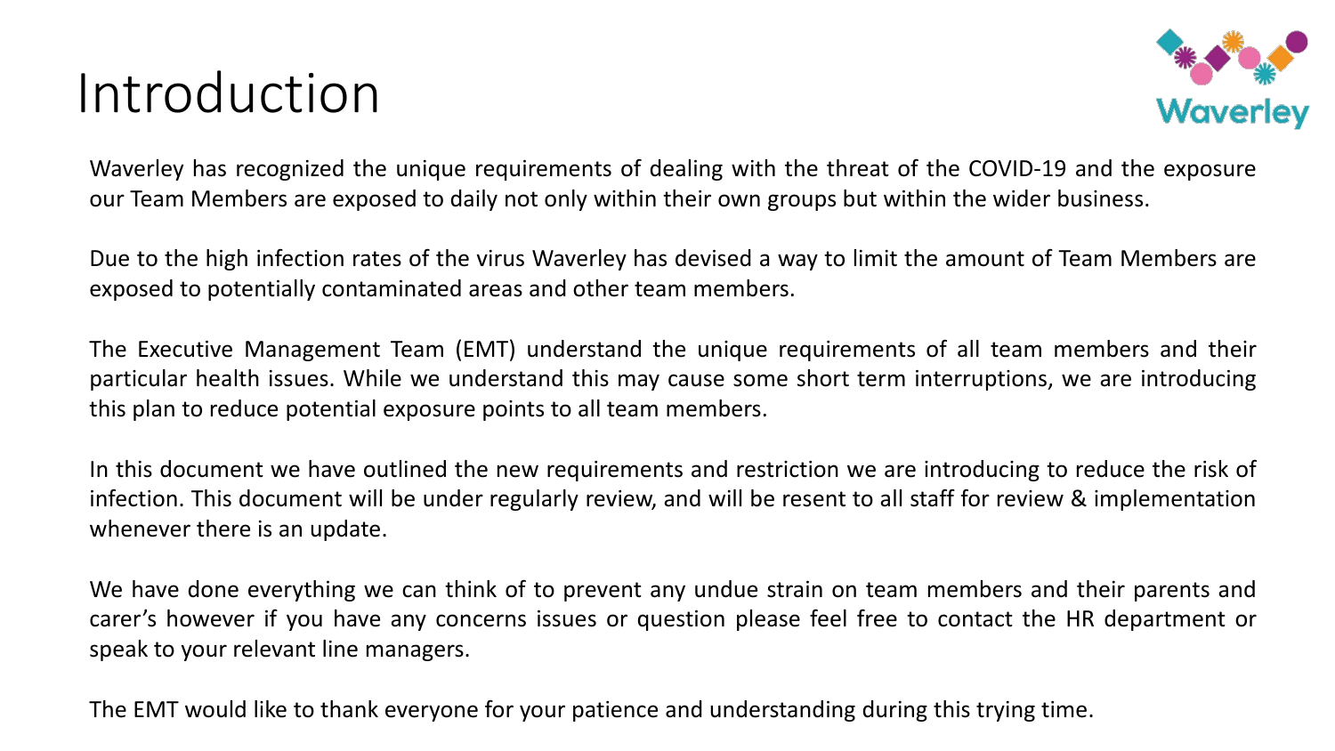# Introduction

Waverley has recognized the unique requirements of dealing with the threat of the COVID-19 and the exposure our Team Members are exposed to daily not only within their own groups but within the wider business.

Due to the high infection rates of the virus Waverley has devised a way to limit the amount of Team Members are exposed to potentially contaminated areas and other team members.

The Executive Management Team (EMT) understand the unique requirements of all team members and their particular health issues. While we understand this may cause some short term interruptions, we are introducing this plan to reduce potential exposure points to all team members.

In this document we have outlined the new requirements and restriction we are introducing to reduce the risk of infection. This document will be under regularly review, and will be resent to all staff for review & implementation whenever there is an update.

We have done everything we can think of to prevent any undue strain on team members and their parents and carer's however if you have any concerns issues or question please feel free to contact the HR department or speak to your relevant line managers.

The EMT would like to thank everyone for your patience and understanding during this trying time.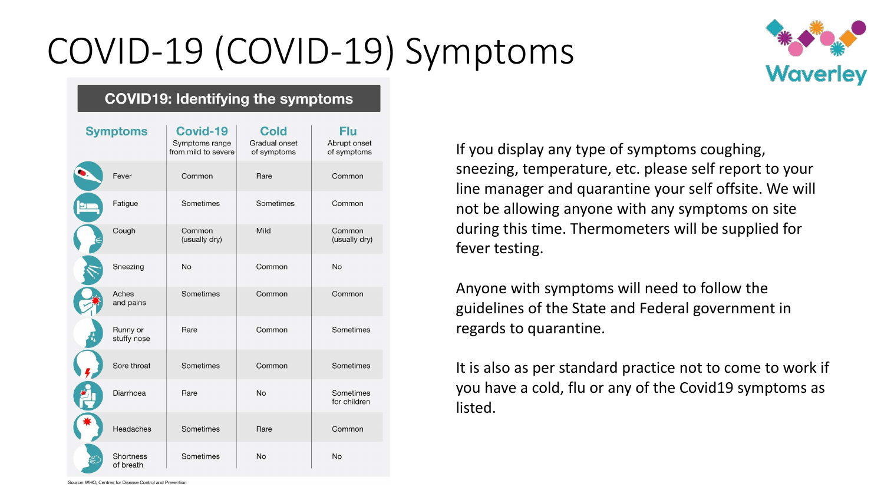# COVID-19 (COVID-19) Symptoms

## COVID19: Identifying the symptoms

| Symptoms | Covid-19 Symptoms range from mild to severe | Cold Gradual onset of symptoms | Flu Abrupt onset of symptoms |
|---|---|---|---|
| Fever | Common | Rare | Common |
| Fatigue | Sometimes | Sometimes | Common |
| Cough | Common (usually dry) | Mild | Common (usually dry) |
| Sneezing | No | Common | No |
| Aches and pains | Sometimes | Common | Common |
| Runny or stuffy nose | Rare | Common | Sometimes |
| Sore throat | Sometimes | Common | Sometimes |
| Diarrhoea | Rare | No | Sometimes for children |
| Headaches | Sometimes | Rare | Common |
| Shortness of breath | Sometimes | No | No |

Source: WHO, Centres for Disease Control and Prevention

If you display any type of symptoms coughing, sneezing, temperature, etc. please self report to your line manager and quarantine your self offsite. We will not be allowing anyone with any symptoms on site during this time. Thermometers will be supplied for fever testing.

Anyone with symptoms will need to follow the guidelines of the State and Federal government in regards to quarantine.

It is also as per standard practice not to come to work if you have a cold, flu or any of the Covid19 symptoms as listed.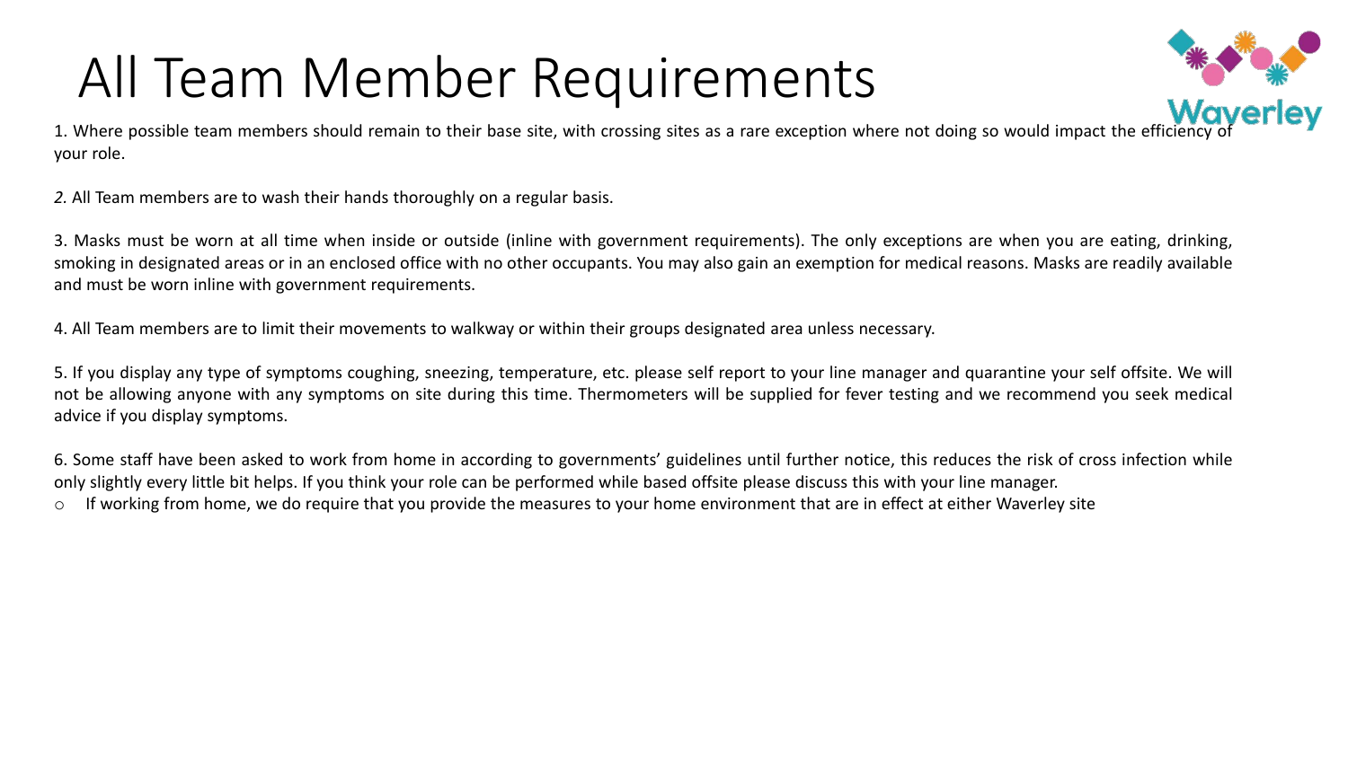# All Team Member Requirements

1. Where possible team members should remain to their base site, with crossing sites as a rare exception where not doing so would impact the efficiency of your role.

*2.* All Team members are to wash their hands thoroughly on a regular basis.

3. Masks must be worn at all time when inside or outside (inline with government requirements). The only exceptions are when you are eating, drinking, smoking in designated areas or in an enclosed office with no other occupants. You may also gain an exemption for medical reasons. Masks are readily available and must be worn inline with government requirements.

4. All Team members are to limit their movements to walkway or within their groups designated area unless necessary.

5. If you display any type of symptoms coughing, sneezing, temperature, etc. please self report to your line manager and quarantine your self offsite. We will not be allowing anyone with any symptoms on site during this time. Thermometers will be supplied for fever testing and we recommend you seek medical advice if you display symptoms.

6. Some staff have been asked to work from home in according to governments' guidelines until further notice, this reduces the risk of cross infection while only slightly every little bit helps. If you think your role can be performed while based offsite please discuss this with your line manager.

- If working from home, we do require that you provide the measures to your home environment that are in effect at either Waverley site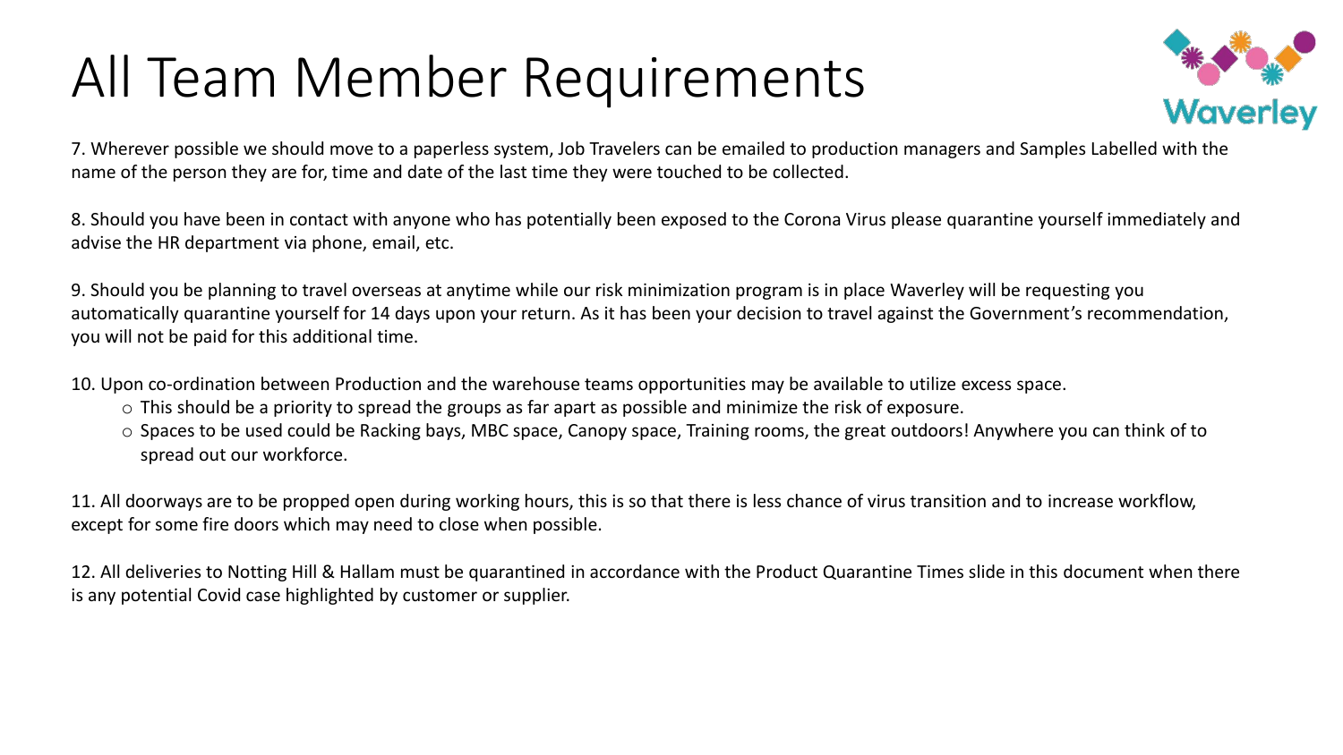# All Team Member Requirements

Waverley

7. Wherever possible we should move to a paperless system, Job Travelers can be emailed to production managers and Samples Labelled with the name of the person they are for, time and date of the last time they were touched to be collected.

8. Should you have been in contact with anyone who has potentially been exposed to the Corona Virus please quarantine yourself immediately and advise the HR department via phone, email, etc.

9. Should you be planning to travel overseas at anytime while our risk minimization program is in place Waverley will be requesting you automatically quarantine yourself for 14 days upon your return. As it has been your decision to travel against the Government's recommendation, you will not be paid for this additional time.

10. Upon co-ordination between Production and the warehouse teams opportunities may be available to utilize excess space.
    - This should be a priority to spread the groups as far apart as possible and minimize the risk of exposure.
    - Spaces to be used could be Racking bays, MBC space, Canopy space, Training rooms, the great outdoors! Anywhere you can think of to spread out our workforce.

11. All doorways are to be propped open during working hours, this is so that there is less chance of virus transition and to increase workflow, except for some fire doors which may need to close when possible.

12. All deliveries to Notting Hill & Hallam must be quarantined in accordance with the Product Quarantine Times slide in this document when there is any potential Covid case highlighted by customer or supplier.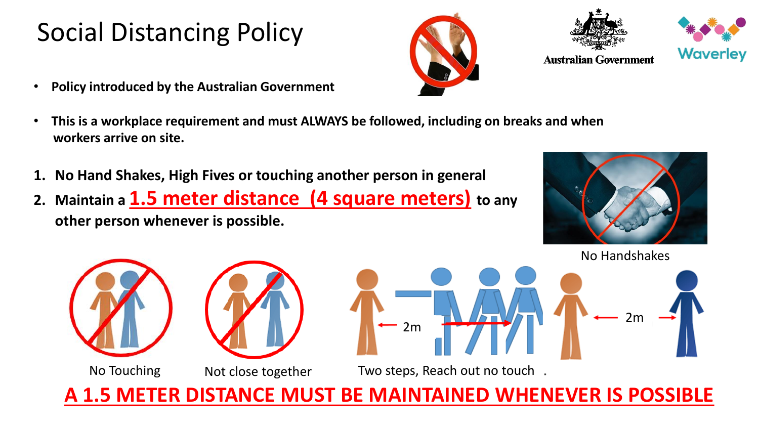# Social Distancing Policy

Australian Government

Waverley

- **Policy introduced by the Australian Government**
- **This is a workplace requirement and must ALWAYS be followed, including on breaks and when workers arrive on site.**

1. **No Hand Shakes, High Fives or touching another person in general**
2. **Maintain a <u>1.5 meter distance (4 square meters)</u> to any other person whenever is possible.**

No Handshakes

No Touching

Not close together

2m

2m

Two steps, Reach out no touch .

**<u>A 1.5 METER DISTANCE MUST BE MAINTAINED WHENEVER IS POSSIBLE</u>**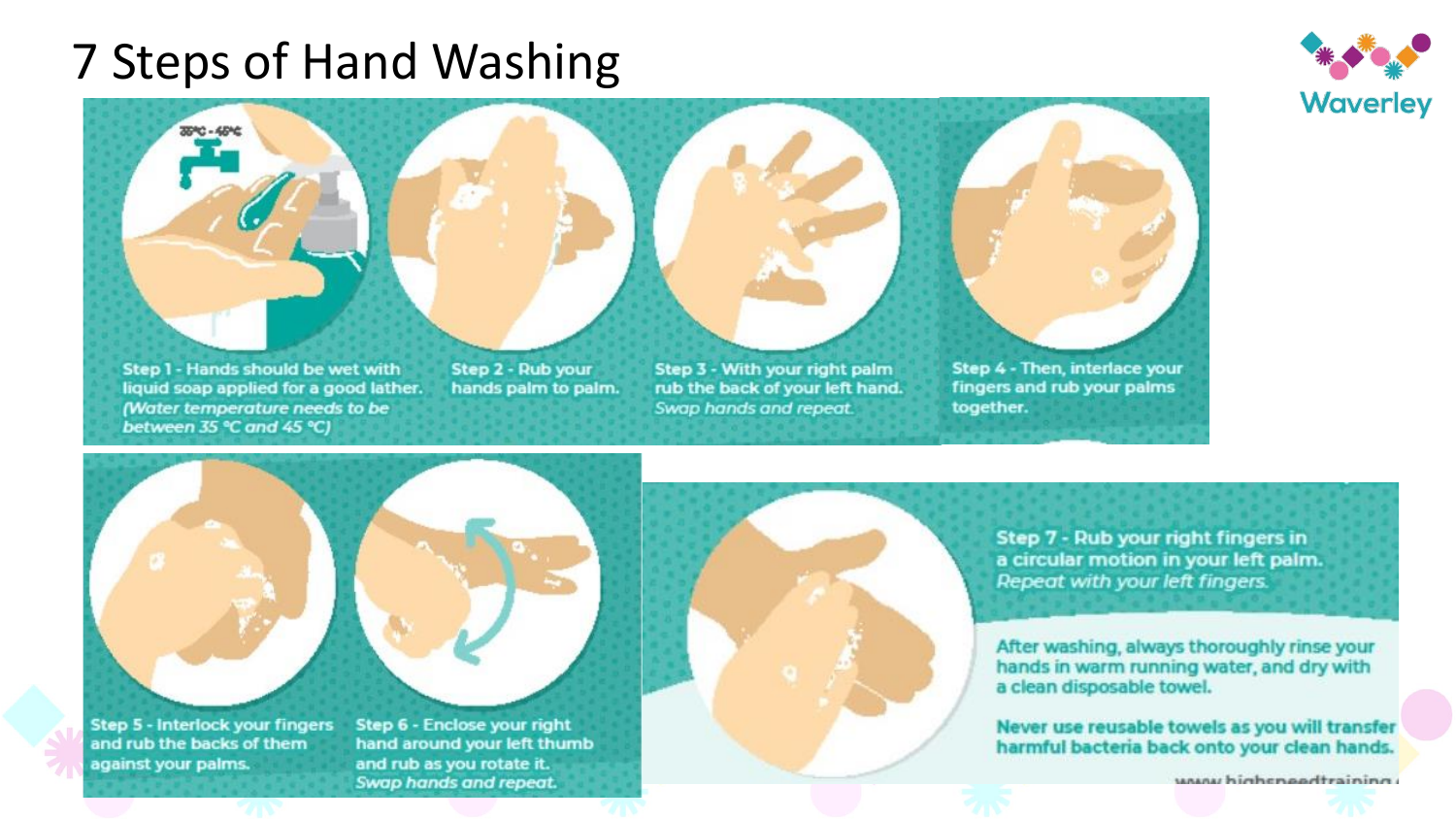# 7 Steps of Hand Washing

Step 1 - Hands should be wet with liquid soap applied for a good lather. *(Water temperature needs to be between 35 °C and 45 °C)*

Step 2 - Rub your hands palm to palm.

Step 3 - With your right palm rub the back of your left hand. *Swap hands and repeat.*

Step 4 - Then, interlace your fingers and rub your palms together.

Step 5 - Interlock your fingers and rub the backs of them against your palms.

Step 6 - Enclose your right hand around your left thumb and rub as you rotate it. *Swap hands and repeat.*

Step 7 - Rub your right fingers in a circular motion in your left palm. *Repeat with your left fingers.*

After washing, always thoroughly rinse your hands in warm running water, and dry with a clean disposable towel.

Never use reusable towels as you will transfer harmful bacteria back onto your clean hands.

www.highspeedtraining.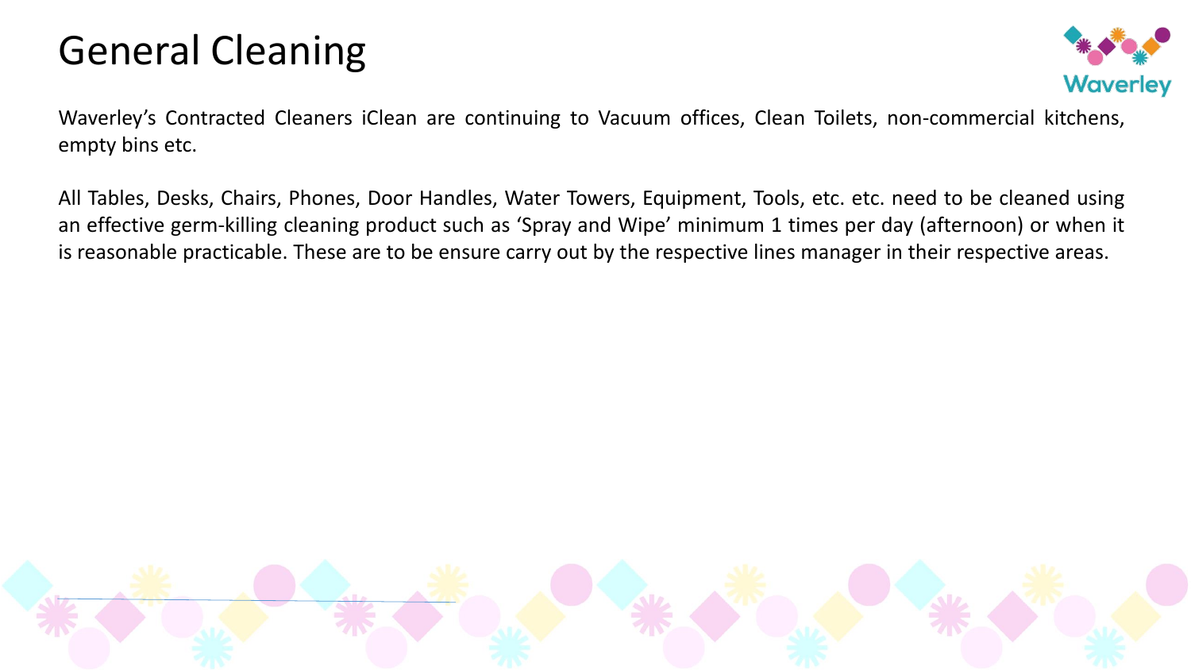# General Cleaning

Waverley's Contracted Cleaners iClean are continuing to Vacuum offices, Clean Toilets, non-commercial kitchens, empty bins etc.

All Tables, Desks, Chairs, Phones, Door Handles, Water Towers, Equipment, Tools, etc. etc. need to be cleaned using an effective germ-killing cleaning product such as 'Spray and Wipe' minimum 1 times per day (afternoon) or when it is reasonable practicable. These are to be ensure carry out by the respective lines manager in their respective areas.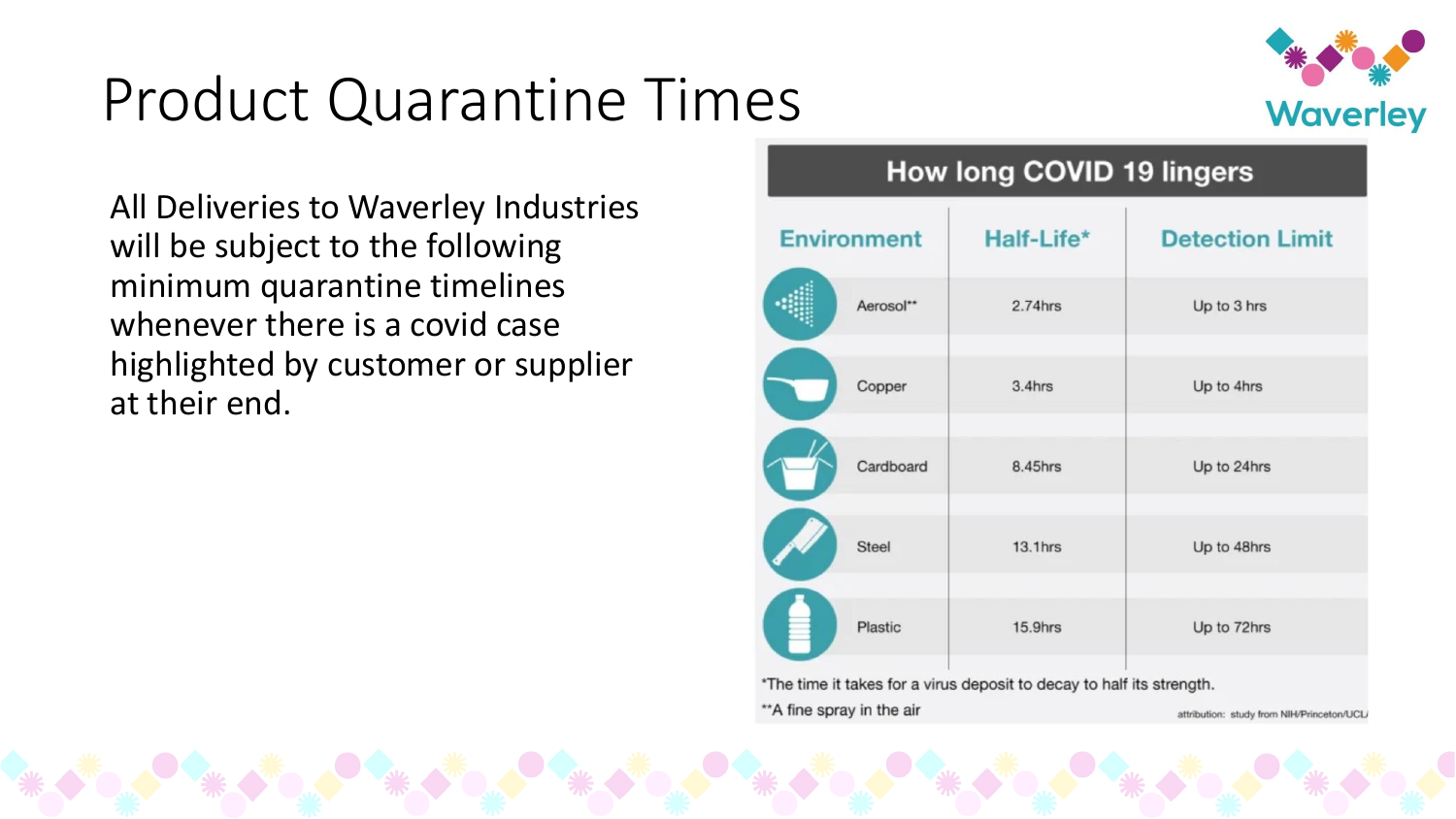# Product Quarantine Times

All Deliveries to Waverley Industries will be subject to the following minimum quarantine timelines whenever there is a covid case highlighted by customer or supplier at their end.

**How long COVID 19 lingers**

| Environment | Half-Life* | Detection Limit |
|---|---|---|
| Aerosol** | 2.74hrs | Up to 3 hrs |
| Copper | 3.4hrs | Up to 4hrs |
| Cardboard | 8.45hrs | Up to 24hrs |
| Steel | 13.1hrs | Up to 48hrs |
| Plastic | 15.9hrs | Up to 72hrs |

*The time it takes for a virus deposit to decay to half its strength.

**A fine spray in the air

attribution: study from NIH/Princeton/UCLA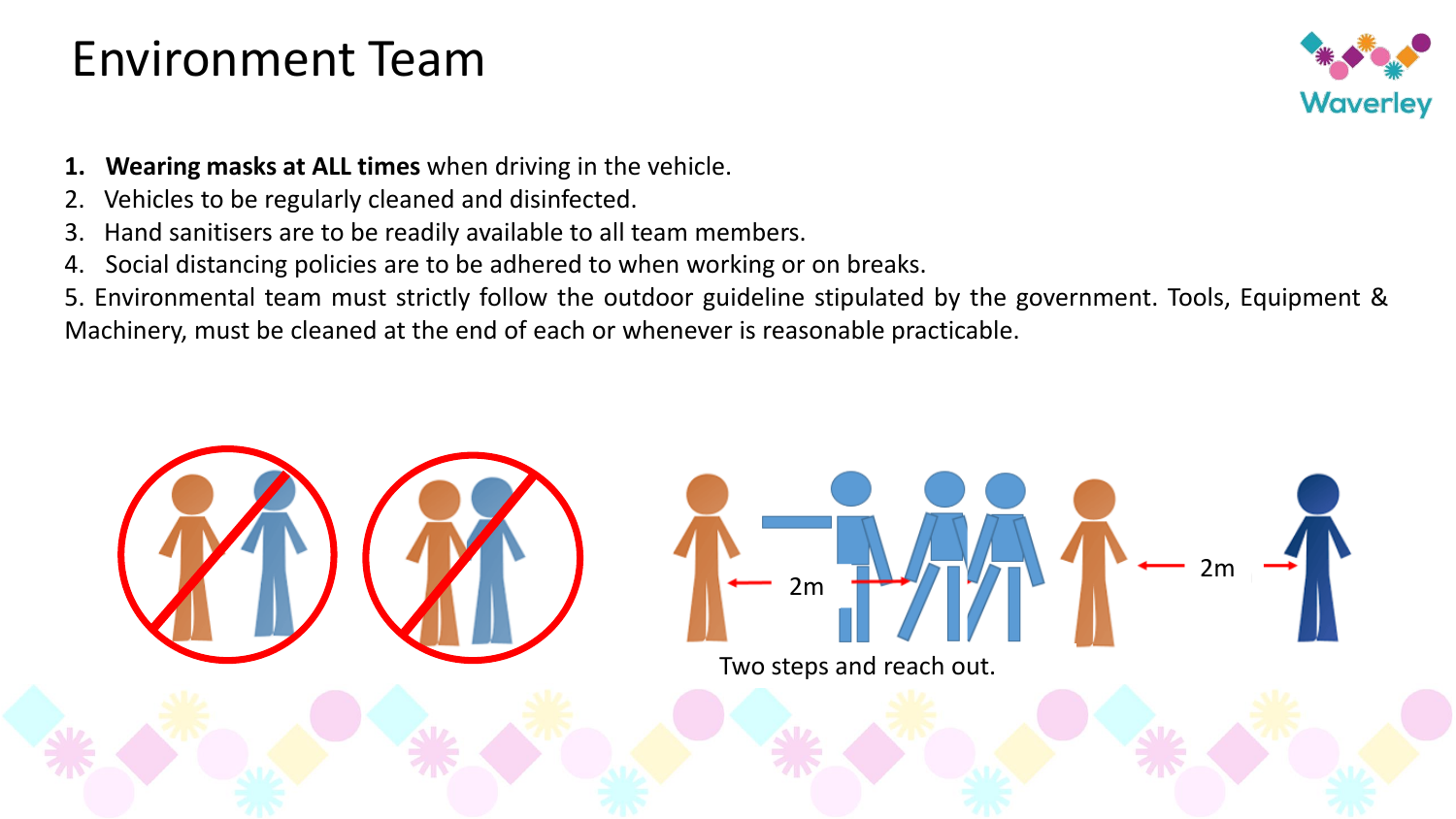# Environment Team

1. **Wearing masks at ALL times** when driving in the vehicle.
2. Vehicles to be regularly cleaned and disinfected.
3. Hand sanitisers are to be readily available to all team members.
4. Social distancing policies are to be adhered to when working or on breaks.

5. Environmental team must strictly follow the outdoor guideline stipulated by the government. Tools, Equipment & Machinery, must be cleaned at the end of each or whenever is reasonable practicable.

2m

2m

Two steps and reach out.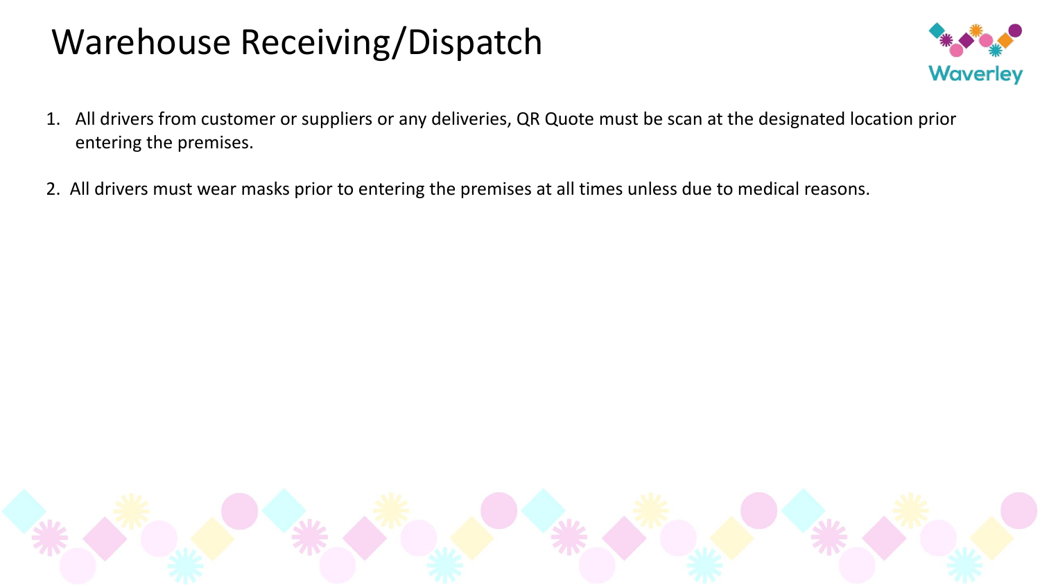# Warehouse Receiving/Dispatch

1. All drivers from customer or suppliers or any deliveries, QR Quote must be scan at the designated location prior entering the premises.

2. All drivers must wear masks prior to entering the premises at all times unless due to medical reasons.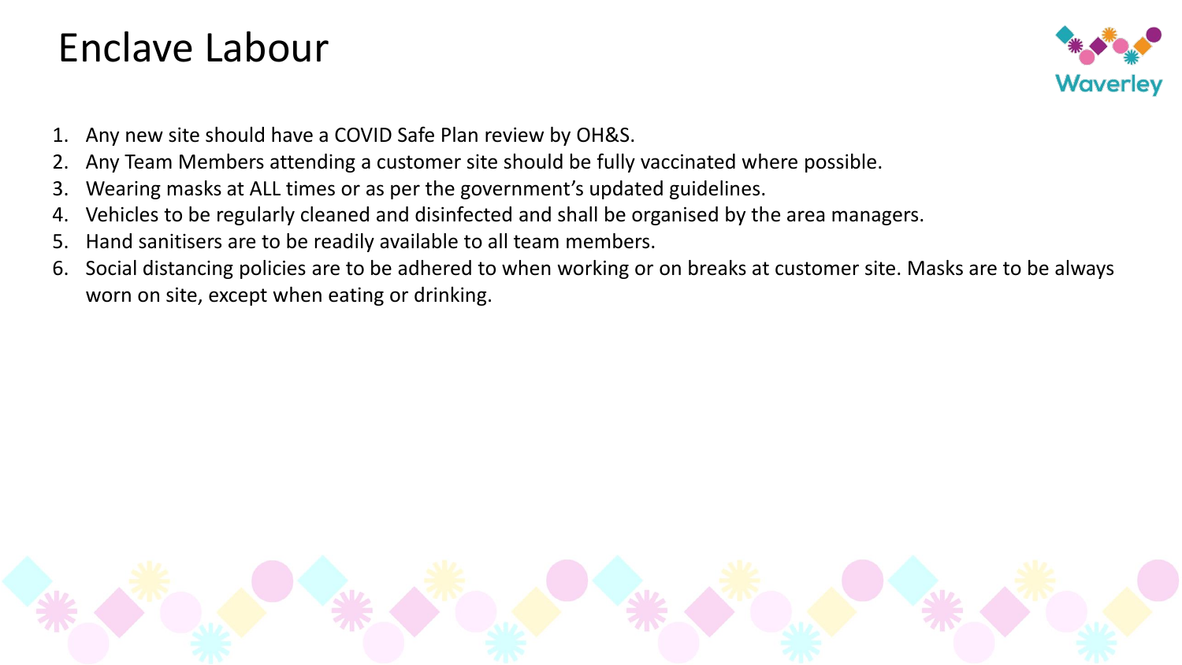# Enclave Labour

1. Any new site should have a COVID Safe Plan review by OH&S.
2. Any Team Members attending a customer site should be fully vaccinated where possible.
3. Wearing masks at ALL times or as per the government's updated guidelines.
4. Vehicles to be regularly cleaned and disinfected and shall be organised by the area managers.
5. Hand sanitisers are to be readily available to all team members.
6. Social distancing policies are to be adhered to when working or on breaks at customer site. Masks are to be always worn on site, except when eating or drinking.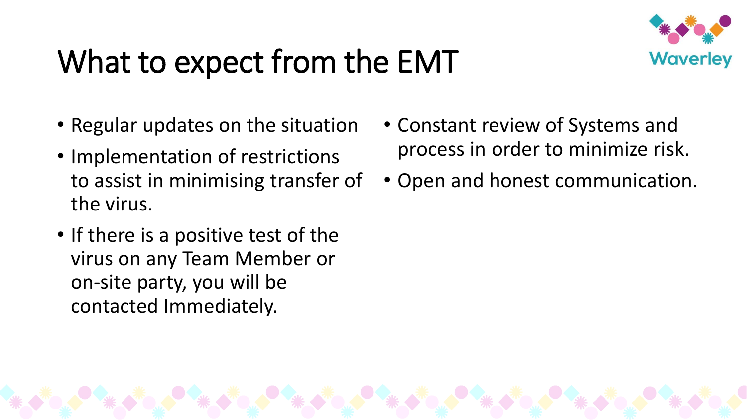# What to expect from the EMT

- Regular updates on the situation
- Implementation of restrictions to assist in minimising transfer of the virus.
- If there is a positive test of the virus on any Team Member or on-site party, you will be contacted Immediately.
- Constant review of Systems and process in order to minimize risk.
- Open and honest communication.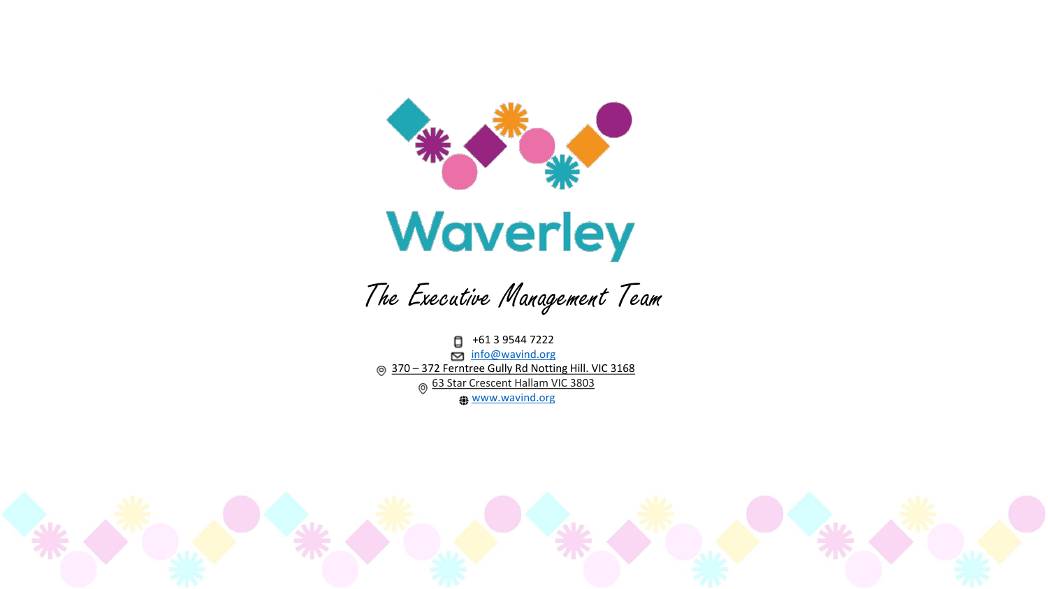Waverley

*The Executive Management Team*

+61 3 9544 7222
info@wavind.org
370 – 372 Ferntree Gully Rd Notting Hill. VIC 3168
63 Star Crescent Hallam VIC 3803
www.wavind.org